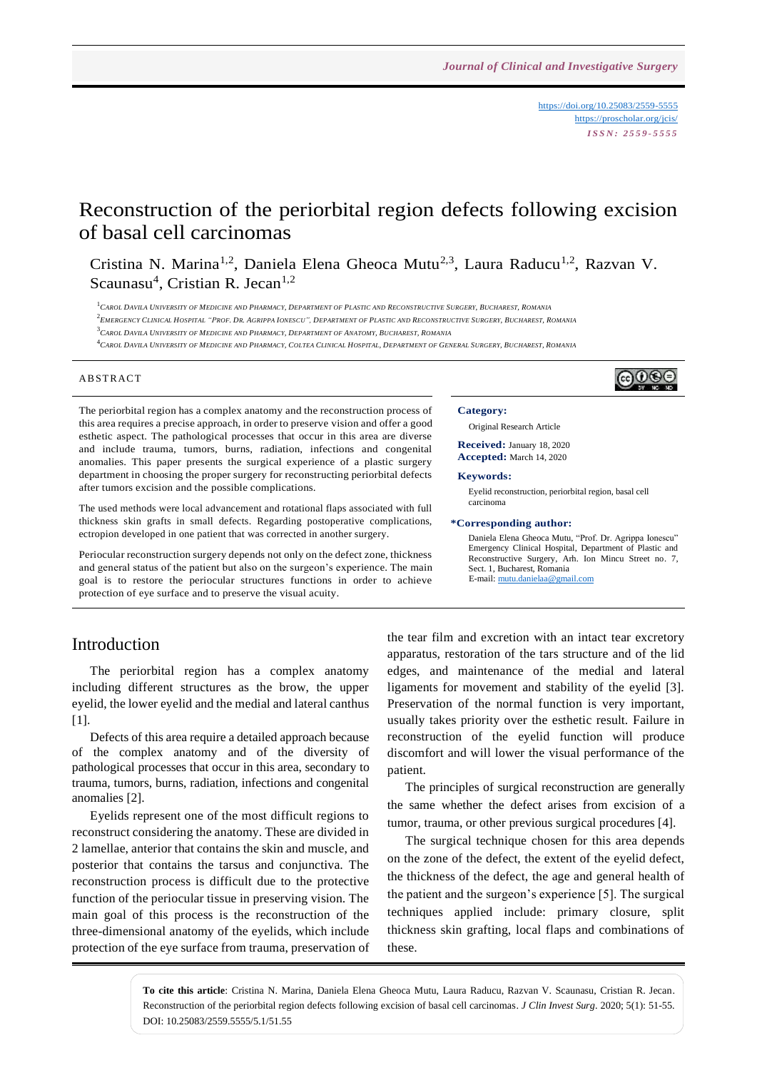# Reconstruction of the periorbital region defects following excision of basal cell carcinomas

Cristina N. Marina[1,2], Daniela Elena Gheoca Mutu[2,3], Laura Raducu[1,2], Razvan V. Scaunasu[4], Cristian R. Jecan[1,2]

[1]Carol Davila University of Medicine and Pharmacy, Department of Plastic and Reconstructive Surgery, Bucharest, Romania
[2]Emergency Clinical Hospital "Prof. Dr. Agrippa Ionescu", Department of Plastic and Reconstructive Surgery, Bucharest, Romania
[3]Carol Davila University of Medicine and Pharmacy, Department of Anatomy, Bucharest, Romania
[4]Carol Davila University of Medicine and Pharmacy, Coltea Clinical Hospital, Department of General Surgery, Bucharest, Romania

## ABSTRACT

The periorbital region has a complex anatomy and the reconstruction process of this area requires a precise approach, in order to preserve vision and offer a good esthetic aspect. The pathological processes that occur in this area are diverse and include trauma, tumors, burns, radiation, infections and congenital anomalies. This paper presents the surgical experience of a plastic surgery department in choosing the proper surgery for reconstructing periorbital defects after tumors excision and the possible complications.

The used methods were local advancement and rotational flaps associated with full thickness skin grafts in small defects. Regarding postoperative complications, ectropion developed in one patient that was corrected in another surgery.

Periocular reconstruction surgery depends not only on the defect zone, thickness and general status of the patient but also on the surgeon's experience. The main goal is to restore the periocular structures functions in order to achieve protection of eye surface and to preserve the visual acuity.

**Category:**
Original Research Article

**Received:** January 18, 2020
**Accepted:** March 14, 2020

**Keywords:**
Eyelid reconstruction, periorbital region, basal cell carcinoma

***Corresponding author:**
Daniela Elena Gheoca Mutu, "Prof. Dr. Agrippa Ionescu" Emergency Clinical Hospital, Department of Plastic and Reconstructive Surgery, Arh. Ion Mincu Street no. 7, Sect. 1, Bucharest, Romania
E-mail: mutu.danielaa@gmail.com

## Introduction

The periorbital region has a complex anatomy including different structures as the brow, the upper eyelid, the lower eyelid and the medial and lateral canthus [1].

Defects of this area require a detailed approach because of the complex anatomy and of the diversity of pathological processes that occur in this area, secondary to trauma, tumors, burns, radiation, infections and congenital anomalies [2].

Eyelids represent one of the most difficult regions to reconstruct considering the anatomy. These are divided in 2 lamellae, anterior that contains the skin and muscle, and posterior that contains the tarsus and conjunctiva. The reconstruction process is difficult due to the protective function of the periocular tissue in preserving vision. The main goal of this process is the reconstruction of the three-dimensional anatomy of the eyelids, which include protection of the eye surface from trauma, preservation of the tear film and excretion with an intact tear excretory apparatus, restoration of the tars structure and of the lid edges, and maintenance of the medial and lateral ligaments for movement and stability of the eyelid [3]. Preservation of the normal function is very important, usually takes priority over the esthetic result. Failure in reconstruction of the eyelid function will produce discomfort and will lower the visual performance of the patient.

The principles of surgical reconstruction are generally the same whether the defect arises from excision of a tumor, trauma, or other previous surgical procedures [4].

The surgical technique chosen for this area depends on the zone of the defect, the extent of the eyelid defect, the thickness of the defect, the age and general health of the patient and the surgeon's experience [5]. The surgical techniques applied include: primary closure, split thickness skin grafting, local flaps and combinations of these.

**To cite this article**: Cristina N. Marina, Daniela Elena Gheoca Mutu, Laura Raducu, Razvan V. Scaunasu, Cristian R. Jecan. Reconstruction of the periorbital region defects following excision of basal cell carcinomas. *J Clin Invest Surg*. 2020; 5(1): 51-55. DOI: 10.25083/2559.5555/5.1/51.55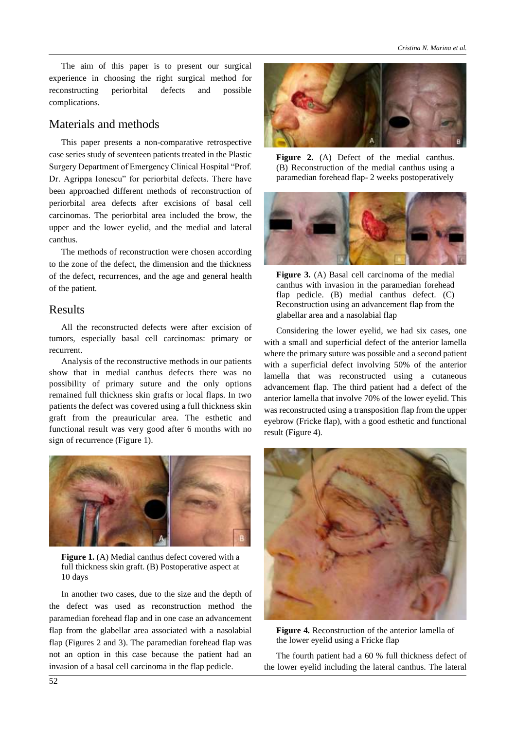The aim of this paper is to present our surgical experience in choosing the right surgical method for reconstructing periorbital defects and possible complications.

## Materials and methods

This paper presents a non-comparative retrospective case series study of seventeen patients treated in the Plastic Surgery Department of Emergency Clinical Hospital "Prof. Dr. Agrippa Ionescu" for periorbital defects. There have been approached different methods of reconstruction of periorbital area defects after excisions of basal cell carcinomas. The periorbital area included the brow, the upper and the lower eyelid, and the medial and lateral canthus.

The methods of reconstruction were chosen according to the zone of the defect, the dimension and the thickness of the defect, recurrences, and the age and general health of the patient.

## Results

All the reconstructed defects were after excision of tumors, especially basal cell carcinomas: primary or recurrent.

Analysis of the reconstructive methods in our patients show that in medial canthus defects there was no possibility of primary suture and the only options remained full thickness skin grafts or local flaps. In two patients the defect was covered using a full thickness skin graft from the preauricular area. The esthetic and functional result was very good after 6 months with no sign of recurrence (Figure 1).

**Figure 1.** (A) Medial canthus defect covered with a full thickness skin graft. (B) Postoperative aspect at 10 days

In another two cases, due to the size and the depth of the defect was used as reconstruction method the paramedian forehead flap and in one case an advancement flap from the glabellar area associated with a nasolabial flap (Figures 2 and 3). The paramedian forehead flap was not an option in this case because the patient had an invasion of a basal cell carcinoma in the flap pedicle.

**Figure 2.** (A) Defect of the medial canthus. (B) Reconstruction of the medial canthus using a paramedian forehead flap- 2 weeks postoperatively

**Figure 3.** (A) Basal cell carcinoma of the medial canthus with invasion in the paramedian forehead flap pedicle. (B) medial canthus defect. (C) Reconstruction using an advancement flap from the glabellar area and a nasolabial flap

Considering the lower eyelid, we had six cases, one with a small and superficial defect of the anterior lamella where the primary suture was possible and a second patient with a superficial defect involving 50% of the anterior lamella that was reconstructed using a cutaneous advancement flap. The third patient had a defect of the anterior lamella that involve 70% of the lower eyelid. This was reconstructed using a transposition flap from the upper eyebrow (Fricke flap), with a good esthetic and functional result (Figure 4).

**Figure 4.** Reconstruction of the anterior lamella of the lower eyelid using a Fricke flap

The fourth patient had a 60 % full thickness defect of the lower eyelid including the lateral canthus. The lateral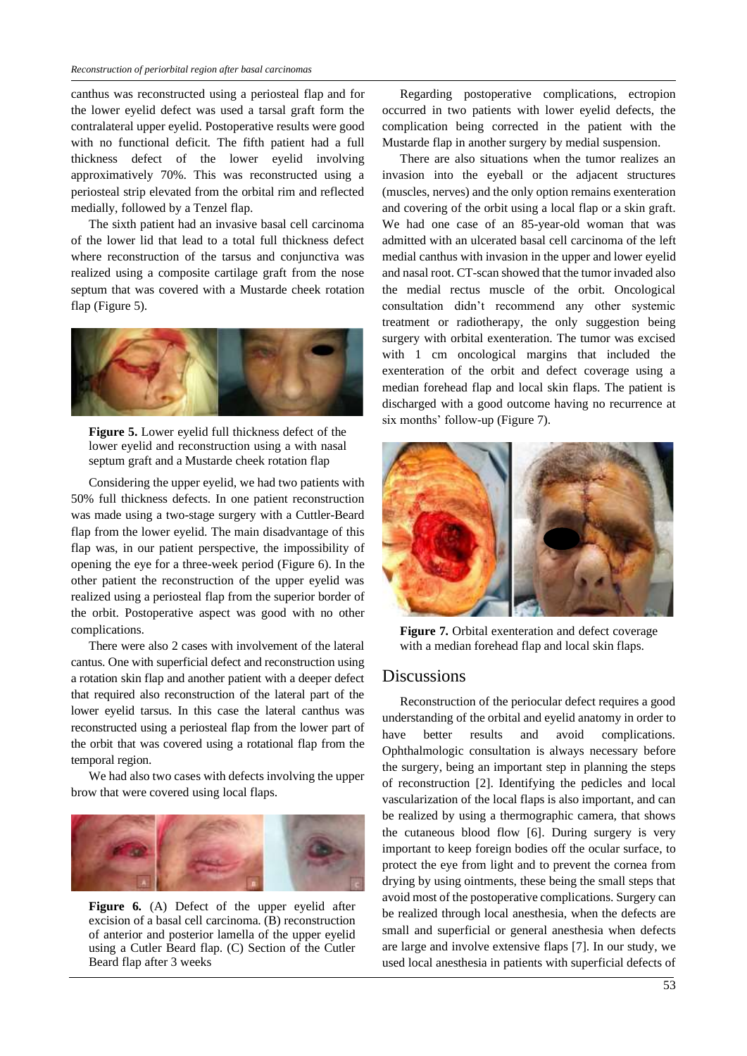canthus was reconstructed using a periosteal flap and for the lower eyelid defect was used a tarsal graft form the contralateral upper eyelid. Postoperative results were good with no functional deficit. The fifth patient had a full thickness defect of the lower eyelid involving approximatively 70%. This was reconstructed using a periosteal strip elevated from the orbital rim and reflected medially, followed by a Tenzel flap.

The sixth patient had an invasive basal cell carcinoma of the lower lid that lead to a total full thickness defect where reconstruction of the tarsus and conjunctiva was realized using a composite cartilage graft from the nose septum that was covered with a Mustarde cheek rotation flap (Figure 5).

**Figure 5.** Lower eyelid full thickness defect of the lower eyelid and reconstruction using a with nasal septum graft and a Mustarde cheek rotation flap

Considering the upper eyelid, we had two patients with 50% full thickness defects. In one patient reconstruction was made using a two-stage surgery with a Cuttler-Beard flap from the lower eyelid. The main disadvantage of this flap was, in our patient perspective, the impossibility of opening the eye for a three-week period (Figure 6). In the other patient the reconstruction of the upper eyelid was realized using a periosteal flap from the superior border of the orbit. Postoperative aspect was good with no other complications.

There were also 2 cases with involvement of the lateral cantus. One with superficial defect and reconstruction using a rotation skin flap and another patient with a deeper defect that required also reconstruction of the lateral part of the lower eyelid tarsus. In this case the lateral canthus was reconstructed using a periosteal flap from the lower part of the orbit that was covered using a rotational flap from the temporal region.

We had also two cases with defects involving the upper brow that were covered using local flaps.

**Figure 6.** (A) Defect of the upper eyelid after excision of a basal cell carcinoma. (B) reconstruction of anterior and posterior lamella of the upper eyelid using a Cutler Beard flap. (C) Section of the Cutler Beard flap after 3 weeks

Regarding postoperative complications, ectropion occurred in two patients with lower eyelid defects, the complication being corrected in the patient with the Mustarde flap in another surgery by medial suspension.

There are also situations when the tumor realizes an invasion into the eyeball or the adjacent structures (muscles, nerves) and the only option remains exenteration and covering of the orbit using a local flap or a skin graft. We had one case of an 85-year-old woman that was admitted with an ulcerated basal cell carcinoma of the left medial canthus with invasion in the upper and lower eyelid and nasal root. CT-scan showed that the tumor invaded also the medial rectus muscle of the orbit. Oncological consultation didn't recommend any other systemic treatment or radiotherapy, the only suggestion being surgery with orbital exenteration. The tumor was excised with 1 cm oncological margins that included the exenteration of the orbit and defect coverage using a median forehead flap and local skin flaps. The patient is discharged with a good outcome having no recurrence at six months' follow-up (Figure 7).

**Figure 7.** Orbital exenteration and defect coverage with a median forehead flap and local skin flaps.

## Discussions

Reconstruction of the periocular defect requires a good understanding of the orbital and eyelid anatomy in order to have better results and avoid complications. Ophthalmologic consultation is always necessary before the surgery, being an important step in planning the steps of reconstruction [2]. Identifying the pedicles and local vascularization of the local flaps is also important, and can be realized by using a thermographic camera, that shows the cutaneous blood flow [6]. During surgery is very important to keep foreign bodies off the ocular surface, to protect the eye from light and to prevent the cornea from drying by using ointments, these being the small steps that avoid most of the postoperative complications. Surgery can be realized through local anesthesia, when the defects are small and superficial or general anesthesia when defects are large and involve extensive flaps [7]. In our study, we used local anesthesia in patients with superficial defects of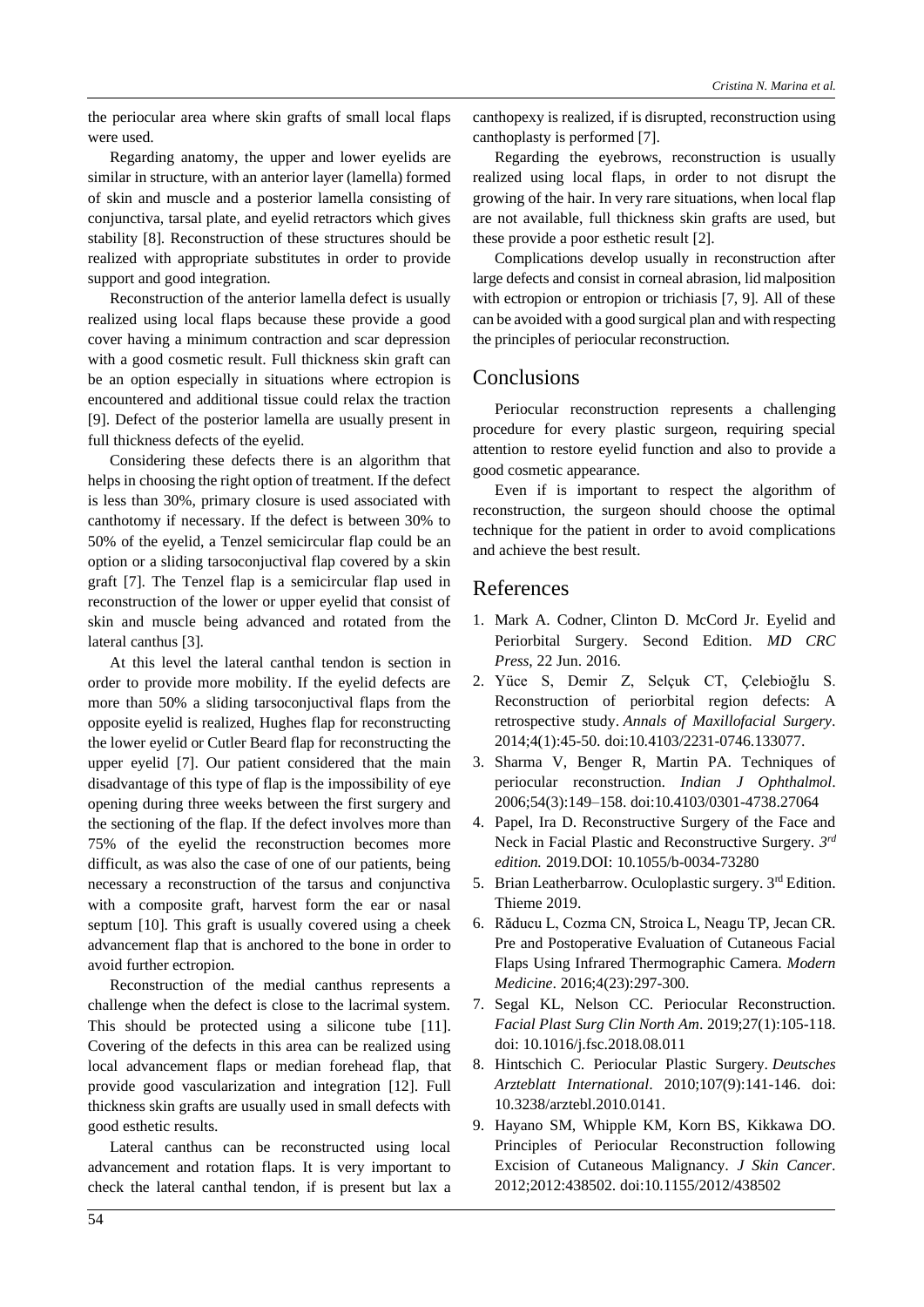the periocular area where skin grafts of small local flaps were used.

Regarding anatomy, the upper and lower eyelids are similar in structure, with an anterior layer (lamella) formed of skin and muscle and a posterior lamella consisting of conjunctiva, tarsal plate, and eyelid retractors which gives stability [8]. Reconstruction of these structures should be realized with appropriate substitutes in order to provide support and good integration.

Reconstruction of the anterior lamella defect is usually realized using local flaps because these provide a good cover having a minimum contraction and scar depression with a good cosmetic result. Full thickness skin graft can be an option especially in situations where ectropion is encountered and additional tissue could relax the traction [9]. Defect of the posterior lamella are usually present in full thickness defects of the eyelid.

Considering these defects there is an algorithm that helps in choosing the right option of treatment. If the defect is less than 30%, primary closure is used associated with canthotomy if necessary. If the defect is between 30% to 50% of the eyelid, a Tenzel semicircular flap could be an option or a sliding tarsoconjuctival flap covered by a skin graft [7]. The Tenzel flap is a semicircular flap used in reconstruction of the lower or upper eyelid that consist of skin and muscle being advanced and rotated from the lateral canthus [3].

At this level the lateral canthal tendon is section in order to provide more mobility. If the eyelid defects are more than 50% a sliding tarsoconjuctival flaps from the opposite eyelid is realized, Hughes flap for reconstructing the lower eyelid or Cutler Beard flap for reconstructing the upper eyelid [7]. Our patient considered that the main disadvantage of this type of flap is the impossibility of eye opening during three weeks between the first surgery and the sectioning of the flap. If the defect involves more than 75% of the eyelid the reconstruction becomes more difficult, as was also the case of one of our patients, being necessary a reconstruction of the tarsus and conjunctiva with a composite graft, harvest form the ear or nasal septum [10]. This graft is usually covered using a cheek advancement flap that is anchored to the bone in order to avoid further ectropion.

Reconstruction of the medial canthus represents a challenge when the defect is close to the lacrimal system. This should be protected using a silicone tube [11]. Covering of the defects in this area can be realized using local advancement flaps or median forehead flap, that provide good vascularization and integration [12]. Full thickness skin grafts are usually used in small defects with good esthetic results.

Lateral canthus can be reconstructed using local advancement and rotation flaps. It is very important to check the lateral canthal tendon, if is present but lax a canthopexy is realized, if is disrupted, reconstruction using canthoplasty is performed [7].

Regarding the eyebrows, reconstruction is usually realized using local flaps, in order to not disrupt the growing of the hair. In very rare situations, when local flap are not available, full thickness skin grafts are used, but these provide a poor esthetic result [2].

Complications develop usually in reconstruction after large defects and consist in corneal abrasion, lid malposition with ectropion or entropion or trichiasis [7, 9]. All of these can be avoided with a good surgical plan and with respecting the principles of periocular reconstruction.

## Conclusions

Periocular reconstruction represents a challenging procedure for every plastic surgeon, requiring special attention to restore eyelid function and also to provide a good cosmetic appearance.

Even if is important to respect the algorithm of reconstruction, the surgeon should choose the optimal technique for the patient in order to avoid complications and achieve the best result.

## References

1. Mark A. Codner, Clinton D. McCord Jr. Eyelid and Periorbital Surgery. Second Edition. *MD CRC Press*, 22 Jun. 2016.
2. Yüce S, Demir Z, Selçuk CT, Çelebioğlu S. Reconstruction of periorbital region defects: A retrospective study. *Annals of Maxillofacial Surgery*. 2014;4(1):45-50. doi:10.4103/2231-0746.133077.
3. Sharma V, Benger R, Martin PA. Techniques of periocular reconstruction. *Indian J Ophthalmol*. 2006;54(3):149–158. doi:10.4103/0301-4738.27064
4. Papel, Ira D. Reconstructive Surgery of the Face and Neck in Facial Plastic and Reconstructive Surgery. *3rd edition.* 2019.DOI: 10.1055/b-0034-73280
5. Brian Leatherbarrow. Oculoplastic surgery. 3rd Edition. Thieme 2019.
6. Răducu L, Cozma CN, Stroica L, Neagu TP, Jecan CR. Pre and Postoperative Evaluation of Cutaneous Facial Flaps Using Infrared Thermographic Camera. *Modern Medicine*. 2016;4(23):297-300.
7. Segal KL, Nelson CC. Periocular Reconstruction. *Facial Plast Surg Clin North Am*. 2019;27(1):105-118. doi: 10.1016/j.fsc.2018.08.011
8. Hintschich C. Periocular Plastic Surgery. *Deutsches Arzteblatt International*. 2010;107(9):141-146. doi: 10.3238/arztebl.2010.0141.
9. Hayano SM, Whipple KM, Korn BS, Kikkawa DO. Principles of Periocular Reconstruction following Excision of Cutaneous Malignancy. *J Skin Cancer*. 2012;2012:438502. doi:10.1155/2012/438502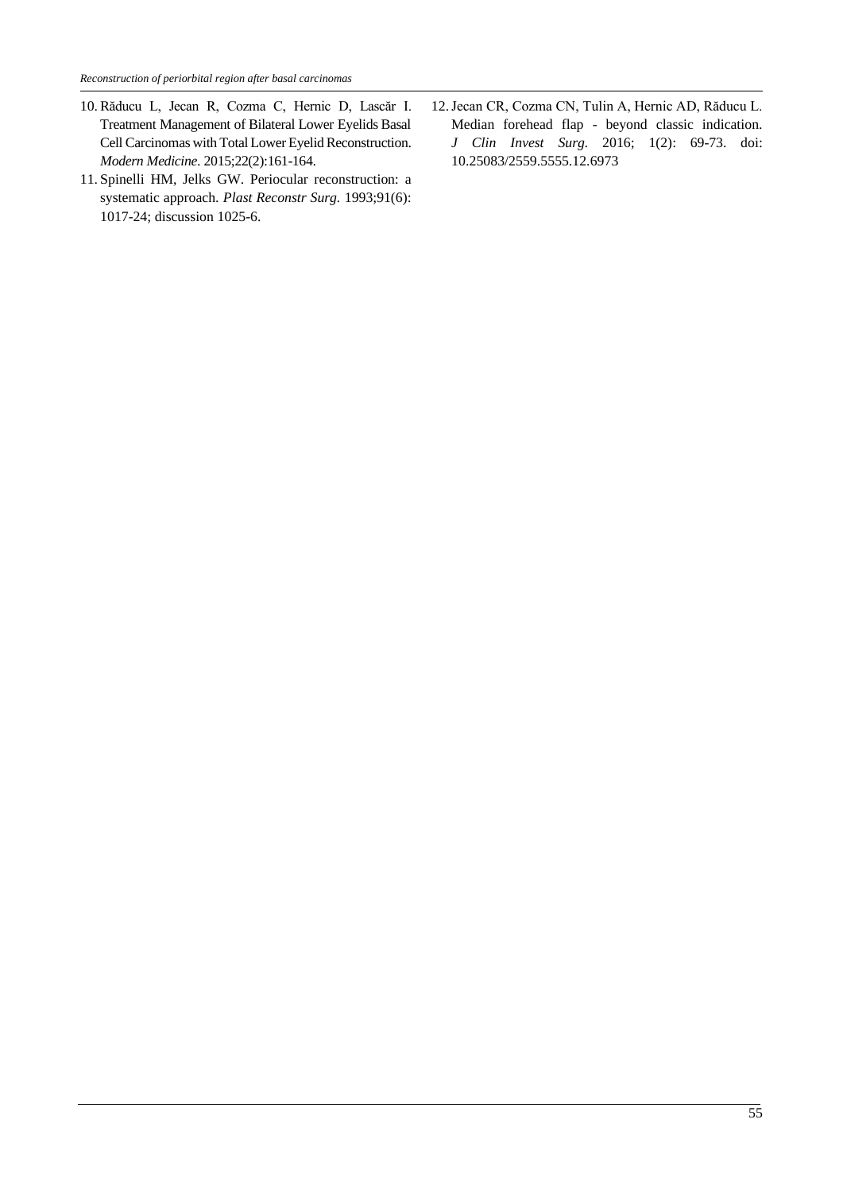10. Răducu L, Jecan R, Cozma C, Hernic D, Lascăr I. Treatment Management of Bilateral Lower Eyelids Basal Cell Carcinomas with Total Lower Eyelid Reconstruction. *Modern Medicine*. 2015;22(2):161-164.
11. Spinelli HM, Jelks GW. Periocular reconstruction: a systematic approach. *Plast Reconstr Surg*. 1993;91(6): 1017-24; discussion 1025-6.
12. Jecan CR, Cozma CN, Tulin A, Hernic AD, Răducu L. Median forehead flap - beyond classic indication. *J Clin Invest Surg*. 2016; 1(2): 69-73. doi: 10.25083/2559.5555.12.6973